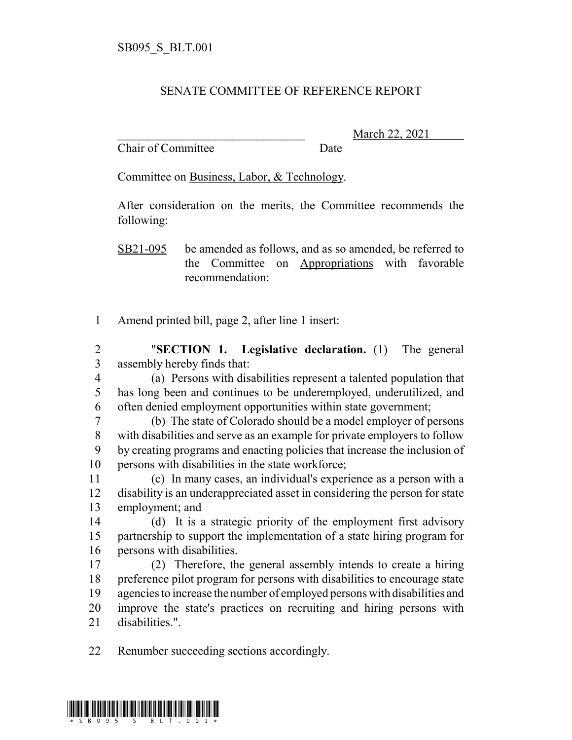SB095_S_BLT.001

# SENATE COMMITTEE OF REFERENCE REPORT

________________________________ March 22, 2021

Chair of Committee Date

Committee on Business, Labor, & Technology.

After consideration on the merits, the Committee recommends the following:

SB21-095 be amended as follows, and as so amended, be referred to the Committee on Appropriations with favorable recommendation:

1 Amend printed bill, page 2, after line 1 insert:

2 "**SECTION 1. Legislative declaration.** (1) The general
3 assembly hereby finds that:
4 (a) Persons with disabilities represent a talented population that
5 has long been and continues to be underemployed, underutilized, and
6 often denied employment opportunities within state government;
7 (b) The state of Colorado should be a model employer of persons
8 with disabilities and serve as an example for private employers to follow
9 by creating programs and enacting policies that increase the inclusion of
10 persons with disabilities in the state workforce;
11 (c) In many cases, an individual's experience as a person with a
12 disability is an underappreciated asset in considering the person for state
13 employment; and
14 (d) It is a strategic priority of the employment first advisory
15 partnership to support the implementation of a state hiring program for
16 persons with disabilities.
17 (2) Therefore, the general assembly intends to create a hiring
18 preference pilot program for persons with disabilities to encourage state
19 agencies to increase the number of employed persons with disabilities and
20 improve the state's practices on recruiting and hiring persons with
21 disabilities.".

22 Renumber succeeding sections accordingly.

\* SB095_S_BLT.001 \*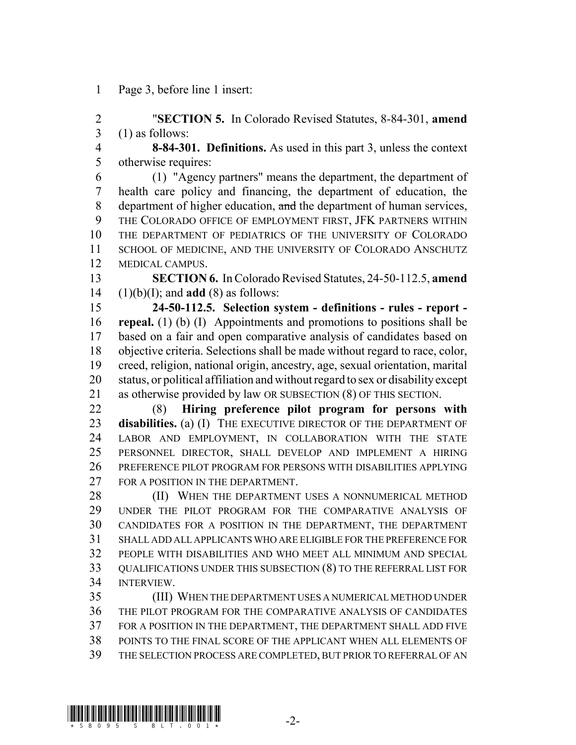Page 3, before line 1 insert:

"**SECTION 5.** In Colorado Revised Statutes, 8-84-301, **amend** (1) as follows:

**8-84-301. Definitions.** As used in this part 3, unless the context otherwise requires:

(1) "Agency partners" means the department, the department of health care policy and financing, the department of education, the department of higher education, ~~and~~ the department of human services, THE COLORADO OFFICE OF EMPLOYMENT FIRST, JFK PARTNERS WITHIN THE DEPARTMENT OF PEDIATRICS OF THE UNIVERSITY OF COLORADO SCHOOL OF MEDICINE, AND THE UNIVERSITY OF COLORADO ANSCHUTZ MEDICAL CAMPUS.

**SECTION 6.** In Colorado Revised Statutes, 24-50-112.5, **amend** (1)(b)(I); and **add** (8) as follows:

**24-50-112.5. Selection system - definitions - rules - report - repeal.** (1) (b) (I) Appointments and promotions to positions shall be based on a fair and open comparative analysis of candidates based on objective criteria. Selections shall be made without regard to race, color, creed, religion, national origin, ancestry, age, sexual orientation, marital status, or political affiliation and without regard to sex or disability except as otherwise provided by law OR SUBSECTION (8) OF THIS SECTION.

(8) **Hiring preference pilot program for persons with disabilities.** (a) (I) THE EXECUTIVE DIRECTOR OF THE DEPARTMENT OF LABOR AND EMPLOYMENT, IN COLLABORATION WITH THE STATE PERSONNEL DIRECTOR, SHALL DEVELOP AND IMPLEMENT A HIRING PREFERENCE PILOT PROGRAM FOR PERSONS WITH DISABILITIES APPLYING FOR A POSITION IN THE DEPARTMENT.

(II) WHEN THE DEPARTMENT USES A NONNUMERICAL METHOD UNDER THE PILOT PROGRAM FOR THE COMPARATIVE ANALYSIS OF CANDIDATES FOR A POSITION IN THE DEPARTMENT, THE DEPARTMENT SHALL ADD ALL APPLICANTS WHO ARE ELIGIBLE FOR THE PREFERENCE FOR PEOPLE WITH DISABILITIES AND WHO MEET ALL MINIMUM AND SPECIAL QUALIFICATIONS UNDER THIS SUBSECTION (8) TO THE REFERRAL LIST FOR INTERVIEW.

(III) WHEN THE DEPARTMENT USES A NUMERICAL METHOD UNDER THE PILOT PROGRAM FOR THE COMPARATIVE ANALYSIS OF CANDIDATES FOR A POSITION IN THE DEPARTMENT, THE DEPARTMENT SHALL ADD FIVE POINTS TO THE FINAL SCORE OF THE APPLICANT WHEN ALL ELEMENTS OF THE SELECTION PROCESS ARE COMPLETED, BUT PRIOR TO REFERRAL OF AN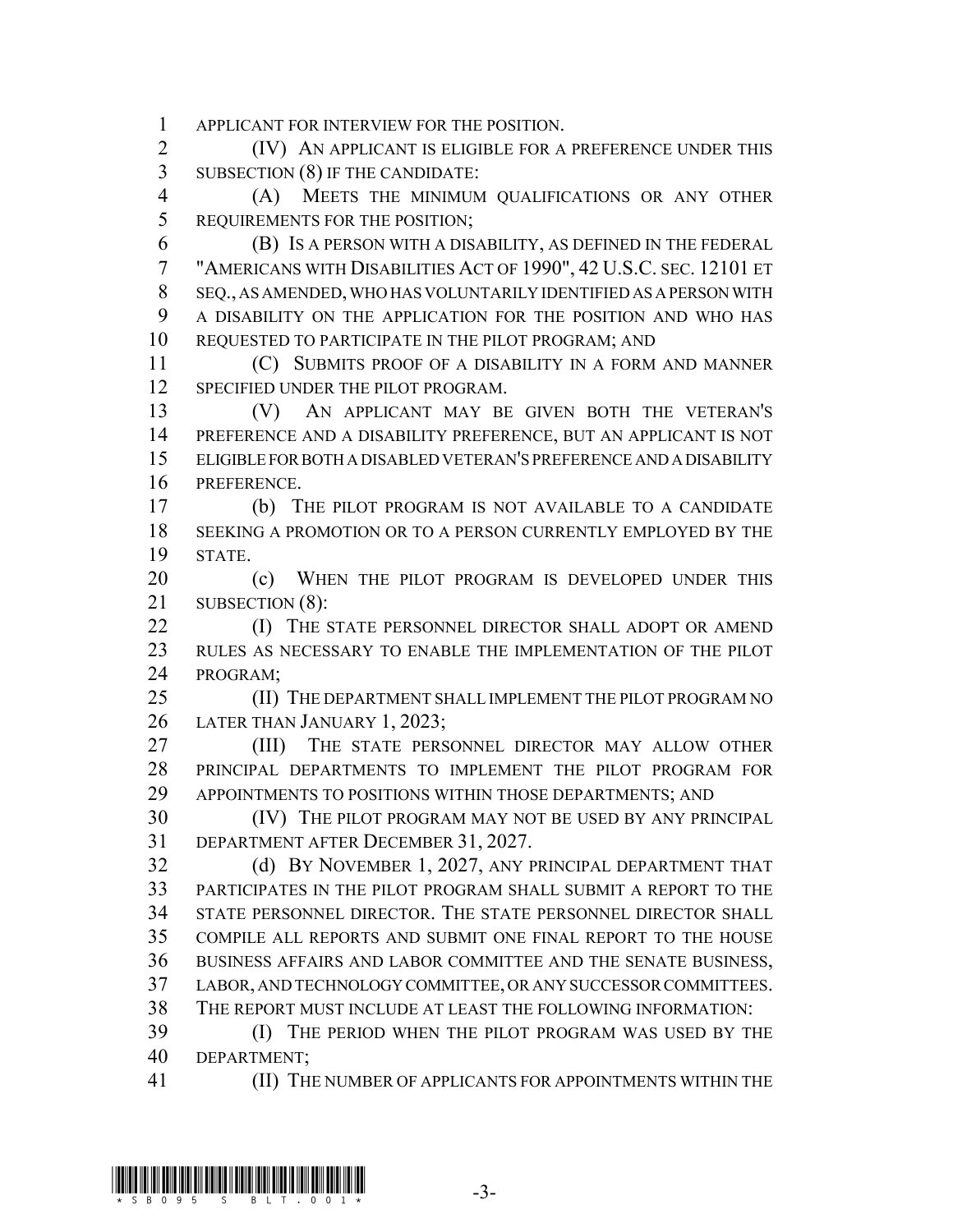APPLICANT FOR INTERVIEW FOR THE POSITION.

(IV) AN APPLICANT IS ELIGIBLE FOR A PREFERENCE UNDER THIS SUBSECTION (8) IF THE CANDIDATE:

(A) MEETS THE MINIMUM QUALIFICATIONS OR ANY OTHER REQUIREMENTS FOR THE POSITION;

(B) IS A PERSON WITH A DISABILITY, AS DEFINED IN THE FEDERAL "AMERICANS WITH DISABILITIES ACT OF 1990", 42 U.S.C. SEC. 12101 ET SEQ., AS AMENDED, WHO HAS VOLUNTARILY IDENTIFIED AS A PERSON WITH A DISABILITY ON THE APPLICATION FOR THE POSITION AND WHO HAS REQUESTED TO PARTICIPATE IN THE PILOT PROGRAM; AND

(C) SUBMITS PROOF OF A DISABILITY IN A FORM AND MANNER SPECIFIED UNDER THE PILOT PROGRAM.

(V) AN APPLICANT MAY BE GIVEN BOTH THE VETERAN'S PREFERENCE AND A DISABILITY PREFERENCE, BUT AN APPLICANT IS NOT ELIGIBLE FOR BOTH A DISABLED VETERAN'S PREFERENCE AND A DISABILITY PREFERENCE.

(b) THE PILOT PROGRAM IS NOT AVAILABLE TO A CANDIDATE SEEKING A PROMOTION OR TO A PERSON CURRENTLY EMPLOYED BY THE STATE.

(c) WHEN THE PILOT PROGRAM IS DEVELOPED UNDER THIS SUBSECTION (8):

(I) THE STATE PERSONNEL DIRECTOR SHALL ADOPT OR AMEND RULES AS NECESSARY TO ENABLE THE IMPLEMENTATION OF THE PILOT PROGRAM;

(II) THE DEPARTMENT SHALL IMPLEMENT THE PILOT PROGRAM NO LATER THAN JANUARY 1, 2023;

(III) THE STATE PERSONNEL DIRECTOR MAY ALLOW OTHER PRINCIPAL DEPARTMENTS TO IMPLEMENT THE PILOT PROGRAM FOR APPOINTMENTS TO POSITIONS WITHIN THOSE DEPARTMENTS; AND

(IV) THE PILOT PROGRAM MAY NOT BE USED BY ANY PRINCIPAL DEPARTMENT AFTER DECEMBER 31, 2027.

(d) BY NOVEMBER 1, 2027, ANY PRINCIPAL DEPARTMENT THAT PARTICIPATES IN THE PILOT PROGRAM SHALL SUBMIT A REPORT TO THE STATE PERSONNEL DIRECTOR. THE STATE PERSONNEL DIRECTOR SHALL COMPILE ALL REPORTS AND SUBMIT ONE FINAL REPORT TO THE HOUSE BUSINESS AFFAIRS AND LABOR COMMITTEE AND THE SENATE BUSINESS, LABOR, AND TECHNOLOGY COMMITTEE, OR ANY SUCCESSOR COMMITTEES. THE REPORT MUST INCLUDE AT LEAST THE FOLLOWING INFORMATION:

(I) THE PERIOD WHEN THE PILOT PROGRAM WAS USED BY THE DEPARTMENT;

(II) THE NUMBER OF APPLICANTS FOR APPOINTMENTS WITHIN THE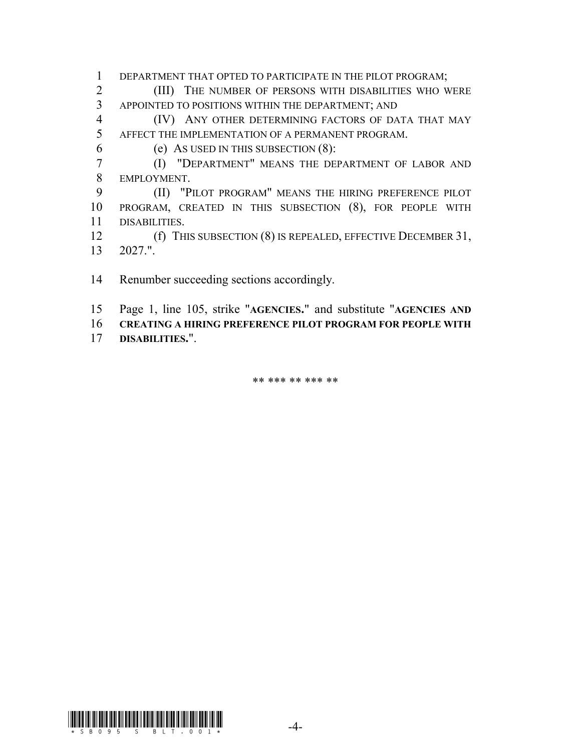DEPARTMENT THAT OPTED TO PARTICIPATE IN THE PILOT PROGRAM;

(III) THE NUMBER OF PERSONS WITH DISABILITIES WHO WERE APPOINTED TO POSITIONS WITHIN THE DEPARTMENT; AND

(IV) ANY OTHER DETERMINING FACTORS OF DATA THAT MAY AFFECT THE IMPLEMENTATION OF A PERMANENT PROGRAM.

(e) AS USED IN THIS SUBSECTION (8):

(I) "DEPARTMENT" MEANS THE DEPARTMENT OF LABOR AND EMPLOYMENT.

(II) "PILOT PROGRAM" MEANS THE HIRING PREFERENCE PILOT PROGRAM, CREATED IN THIS SUBSECTION (8), FOR PEOPLE WITH DISABILITIES.

(f) THIS SUBSECTION (8) IS REPEALED, EFFECTIVE DECEMBER 31, 2027.".

Renumber succeeding sections accordingly.

Page 1, line 105, strike "**AGENCIES.**" and substitute "**AGENCIES AND CREATING A HIRING PREFERENCE PILOT PROGRAM FOR PEOPLE WITH DISABILITIES.**".

** *** ** *** **